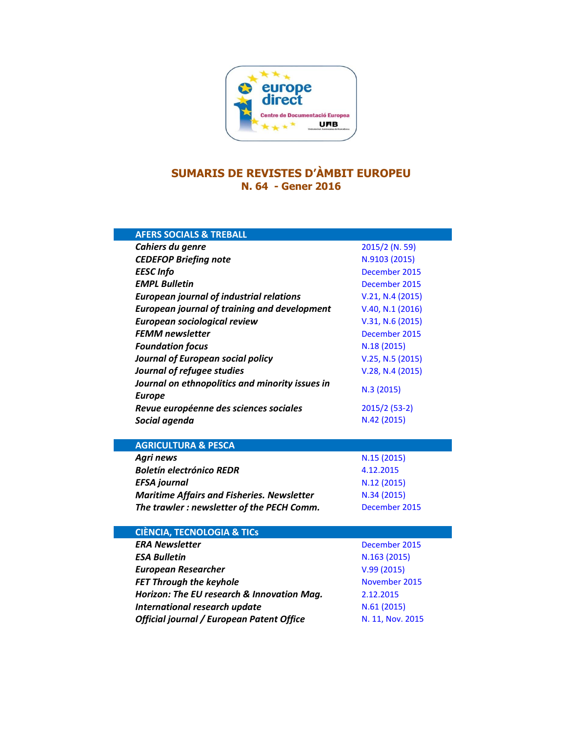# SUMARIS DE REVISTES D'ÀMBIT EUROPEU

## N. 64 - Gener 2016

| AFERS SOCIALS & TREBALL | |
|---|---|
| ***Cahiers du genre*** | 2015/2 (N. 59) |
| ***CEDEFOP Briefing note*** | N.9103 (2015) |
| ***EESC Info*** | December 2015 |
| ***EMPL Bulletin*** | December 2015 |
| ***European journal of industrial relations*** | V.21, N.4 (2015) |
| ***European journal of training and development*** | V.40, N.1 (2016) |
| ***European sociological review*** | V.31, N.6 (2015) |
| ***FEMM newsletter*** | December 2015 |
| ***Foundation focus*** | N.18 (2015) |
| ***Journal of European social policy*** | V.25, N.5 (2015) |
| ***Journal of refugee studies*** | V.28, N.4 (2015) |
| ***Journal on ethnopolitics and minority issues in Europe*** | N.3 (2015) |
| ***Revue européenne des sciences sociales*** | 2015/2 (53-2) |
| ***Social agenda*** | N.42 (2015) |

| AGRICULTURA & PESCA | |
|---|---|
| ***Agri news*** | N.15 (2015) |
| ***Boletín electrónico REDR*** | 4.12.2015 |
| ***EFSA journal*** | N.12 (2015) |
| ***Maritime Affairs and Fisheries. Newsletter*** | N.34 (2015) |
| ***The trawler : newsletter of the PECH Comm.*** | December 2015 |

| CIÈNCIA, TECNOLOGIA & TICs | |
|---|---|
| ***ERA Newsletter*** | December 2015 |
| ***ESA Bulletin*** | N.163 (2015) |
| ***European Researcher*** | V.99 (2015) |
| ***FET Through the keyhole*** | November 2015 |
| ***Horizon: The EU research & Innovation Mag.*** | 2.12.2015 |
| ***International research update*** | N.61 (2015) |
| ***Official journal / European Patent Office*** | N. 11, Nov. 2015 |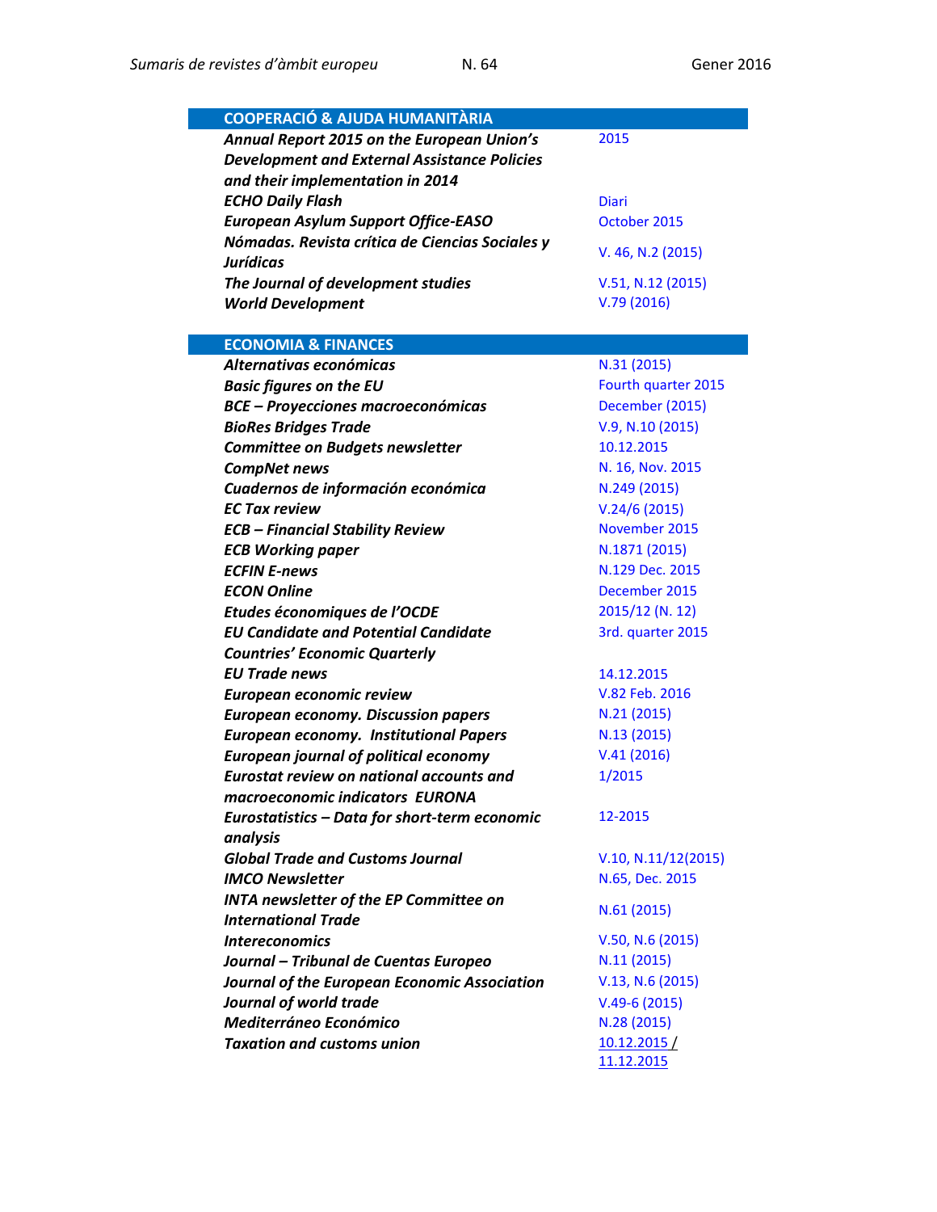| COOPERACIÓ & AJUDA HUMANITÀRIA | |
|---|---|
| ***Annual Report 2015 on the European Union's Development and External Assistance Policies and their implementation in 2014*** | 2015 |
| ***ECHO Daily Flash*** | Diari |
| ***European Asylum Support Office-EASO*** | October 2015 |
| ***Nómadas. Revista crítica de Ciencias Sociales y Jurídicas*** | V. 46, N.2 (2015) |
| ***The Journal of development studies*** | V.51, N.12 (2015) |
| ***World Development*** | V.79 (2016) |

| ECONOMIA & FINANCES | |
|---|---|
| ***Alternativas económicas*** | N.31 (2015) |
| ***Basic figures on the EU*** | Fourth quarter 2015 |
| ***BCE – Proyecciones macroeconómicas*** | December (2015) |
| ***BioRes Bridges Trade*** | V.9, N.10 (2015) |
| ***Committee on Budgets newsletter*** | 10.12.2015 |
| ***CompNet news*** | N. 16, Nov. 2015 |
| ***Cuadernos de información económica*** | N.249 (2015) |
| ***EC Tax review*** | V.24/6 (2015) |
| ***ECB – Financial Stability Review*** | November 2015 |
| ***ECB Working paper*** | N.1871 (2015) |
| ***ECFIN E-news*** | N.129 Dec. 2015 |
| ***ECON Online*** | December 2015 |
| ***Etudes économiques de l'OCDE*** | 2015/12 (N. 12) |
| ***EU Candidate and Potential Candidate Countries' Economic Quarterly*** | 3rd. quarter 2015 |
| ***EU Trade news*** | 14.12.2015 |
| ***European economic review*** | V.82 Feb. 2016 |
| ***European economy. Discussion papers*** | N.21 (2015) |
| ***European economy. Institutional Papers*** | N.13 (2015) |
| ***European journal of political economy*** | V.41 (2016) |
| ***Eurostat review on national accounts and macroeconomic indicators EURONA*** | 1/2015 |
| ***Eurostatistics – Data for short-term economic analysis*** | 12-2015 |
| ***Global Trade and Customs Journal*** | V.10, N.11/12(2015) |
| ***IMCO Newsletter*** | N.65, Dec. 2015 |
| ***INTA newsletter of the EP Committee on International Trade*** | N.61 (2015) |
| ***Intereconomics*** | V.50, N.6 (2015) |
| ***Journal – Tribunal de Cuentas Europeo*** | N.11 (2015) |
| ***Journal of the European Economic Association*** | V.13, N.6 (2015) |
| ***Journal of world trade*** | V.49-6 (2015) |
| ***Mediterráneo Económico*** | N.28 (2015) |
| ***Taxation and customs union*** | 10.12.2015 / 11.12.2015 |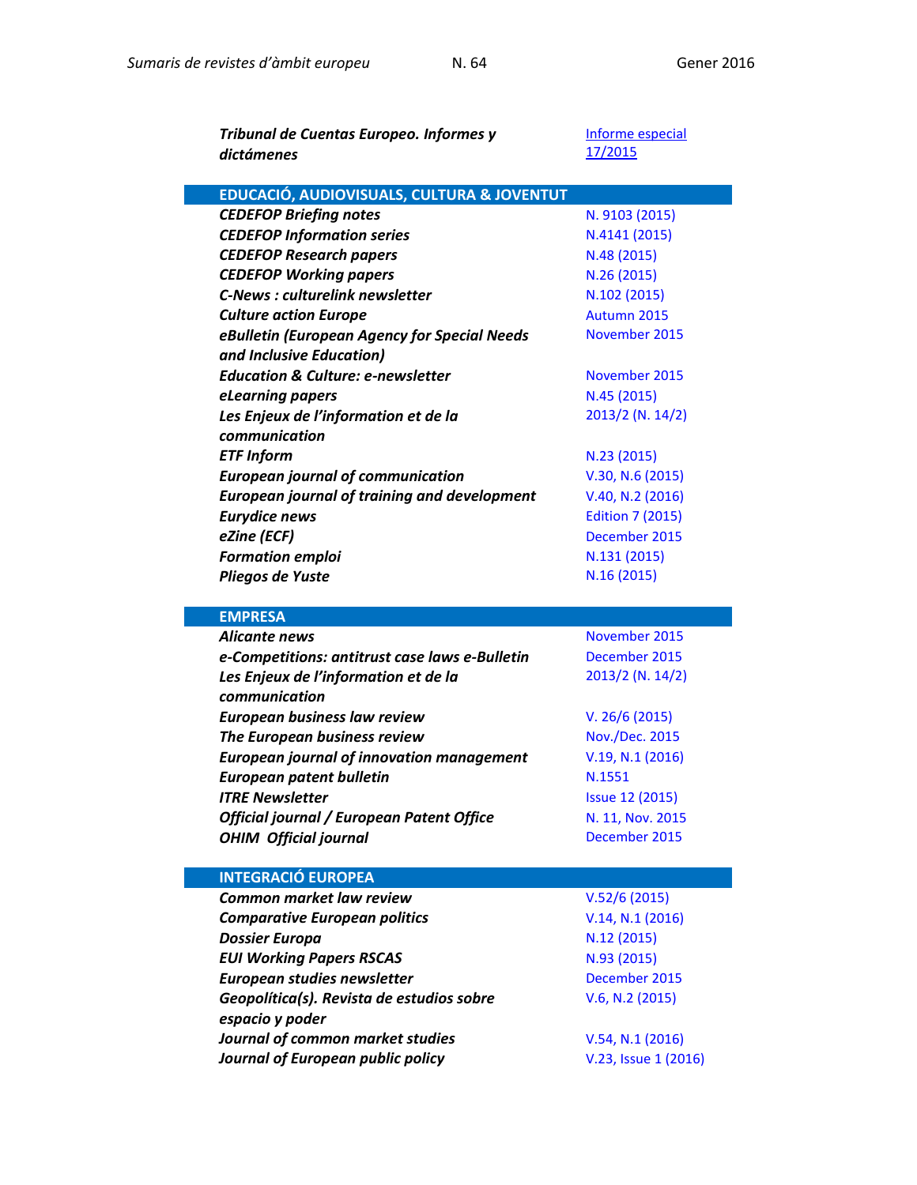| | |
|---|---|
| ***Tribunal de Cuentas Europeo. Informes y dictámenes*** | Informe especial 17/2015 |

| EDUCACIÓ, AUDIOVISUALS, CULTURA & JOVENTUT | |
|---|---|
| ***CEDEFOP Briefing notes*** | N. 9103 (2015) |
| ***CEDEFOP Information series*** | N.4141 (2015) |
| ***CEDEFOP Research papers*** | N.48 (2015) |
| ***CEDEFOP Working papers*** | N.26 (2015) |
| ***C-News : culturelink newsletter*** | N.102 (2015) |
| ***Culture action Europe*** | Autumn 2015 |
| ***eBulletin (European Agency for Special Needs and Inclusive Education)*** | November 2015 |
| ***Education & Culture: e-newsletter*** | November 2015 |
| ***eLearning papers*** | N.45 (2015) |
| ***Les Enjeux de l'information et de la communication*** | 2013/2 (N. 14/2) |
| ***ETF Inform*** | N.23 (2015) |
| ***European journal of communication*** | V.30, N.6 (2015) |
| ***European journal of training and development*** | V.40, N.2 (2016) |
| ***Eurydice news*** | Edition 7 (2015) |
| ***eZine (ECF)*** | December 2015 |
| ***Formation emploi*** | N.131 (2015) |
| ***Pliegos de Yuste*** | N.16 (2015) |

| EMPRESA | |
|---|---|
| ***Alicante news*** | November 2015 |
| ***e-Competitions: antitrust case laws e-Bulletin*** | December 2015 |
| ***Les Enjeux de l'information et de la communication*** | 2013/2 (N. 14/2) |
| ***European business law review*** | V. 26/6 (2015) |
| ***The European business review*** | Nov./Dec. 2015 |
| ***European journal of innovation management*** | V.19, N.1 (2016) |
| ***European patent bulletin*** | N.1551 |
| ***ITRE Newsletter*** | Issue 12 (2015) |
| ***Official journal / European Patent Office*** | N. 11, Nov. 2015 |
| ***OHIM Official journal*** | December 2015 |

| INTEGRACIÓ EUROPEA | |
|---|---|
| ***Common market law review*** | V.52/6 (2015) |
| ***Comparative European politics*** | V.14, N.1 (2016) |
| ***Dossier Europa*** | N.12 (2015) |
| ***EUI Working Papers RSCAS*** | N.93 (2015) |
| ***European studies newsletter*** | December 2015 |
| ***Geopolítica(s). Revista de estudios sobre espacio y poder*** | V.6, N.2 (2015) |
| ***Journal of common market studies*** | V.54, N.1 (2016) |
| ***Journal of European public policy*** | V.23, Issue 1 (2016) |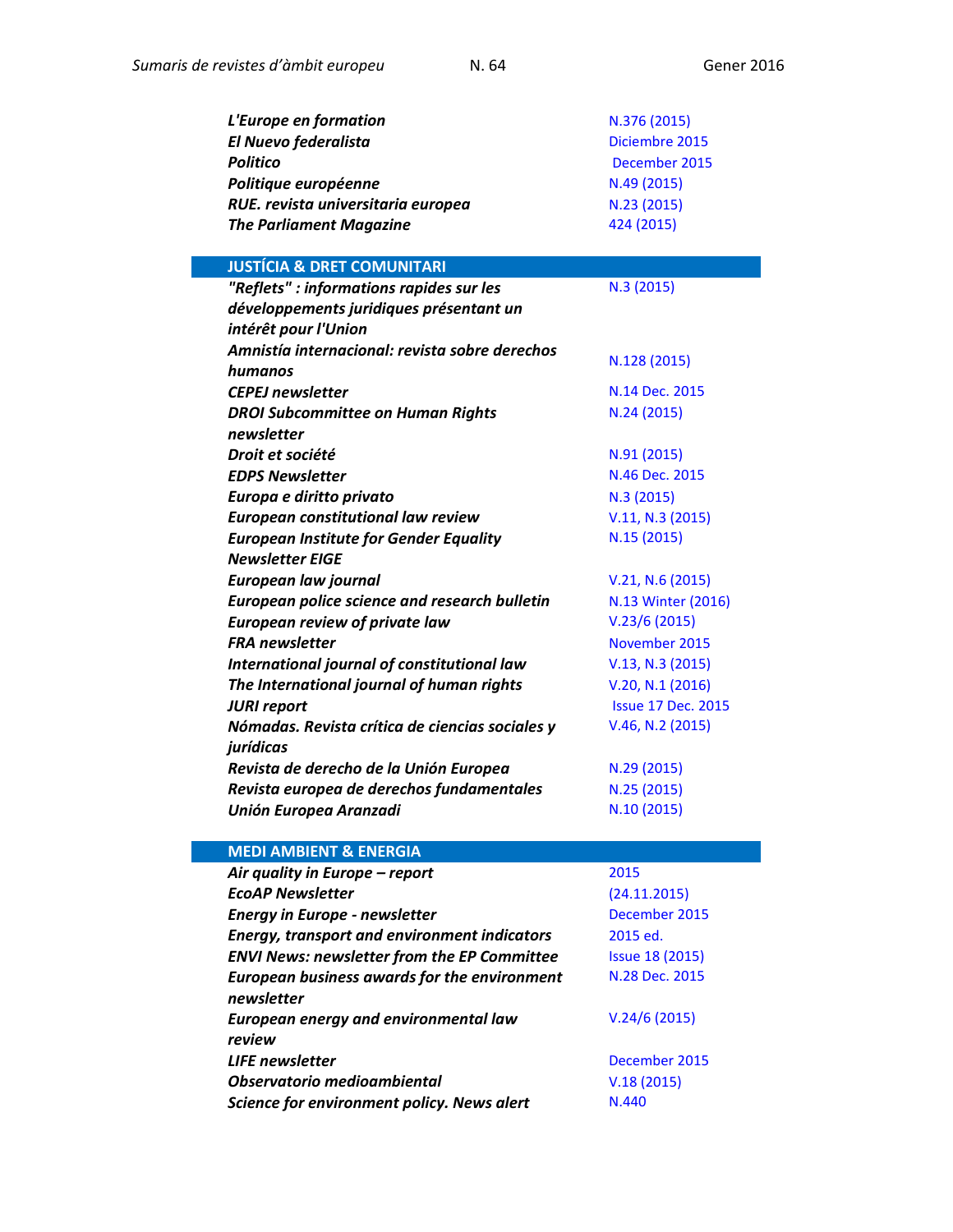| | |
|---|---|
| ***L'Europe en formation*** | N.376 (2015) |
| ***El Nuevo federalista*** | Diciembre 2015 |
| ***Politico*** | December 2015 |
| ***Politique européenne*** | N.49 (2015) |
| ***RUE. revista universitaria europea*** | N.23 (2015) |
| ***The Parliament Magazine*** | 424 (2015) |

## JUSTÍCIA & DRET COMUNITARI

| | |
|---|---|
| ***"Reflets" : informations rapides sur les développements juridiques présentant un intérêt pour l'Union*** | N.3 (2015) |
| ***Amnistía internacional: revista sobre derechos humanos*** | N.128 (2015) |
| ***CEPEJ newsletter*** | N.14 Dec. 2015 |
| ***DROI Subcommittee on Human Rights newsletter*** | N.24 (2015) |
| ***Droit et société*** | N.91 (2015) |
| ***EDPS Newsletter*** | N.46 Dec. 2015 |
| ***Europa e diritto privato*** | N.3 (2015) |
| ***European constitutional law review*** | V.11, N.3 (2015) |
| ***European Institute for Gender Equality Newsletter EIGE*** | N.15 (2015) |
| ***European law journal*** | V.21, N.6 (2015) |
| ***European police science and research bulletin*** | N.13 Winter (2016) |
| ***European review of private law*** | V.23/6 (2015) |
| ***FRA newsletter*** | November 2015 |
| ***International journal of constitutional law*** | V.13, N.3 (2015) |
| ***The International journal of human rights*** | V.20, N.1 (2016) |
| ***JURI report*** | Issue 17 Dec. 2015 |
| ***Nómadas. Revista crítica de ciencias sociales y jurídicas*** | V.46, N.2 (2015) |
| ***Revista de derecho de la Unión Europea*** | N.29 (2015) |
| ***Revista europea de derechos fundamentales*** | N.25 (2015) |
| ***Unión Europea Aranzadi*** | N.10 (2015) |

## MEDI AMBIENT & ENERGIA

| | |
|---|---|
| ***Air quality in Europe – report*** | 2015 |
| ***EcoAP Newsletter*** | (24.11.2015) |
| ***Energy in Europe - newsletter*** | December 2015 |
| ***Energy, transport and environment indicators*** | 2015 ed. |
| ***ENVI News: newsletter from the EP Committee*** | Issue 18 (2015) |
| ***European business awards for the environment newsletter*** | N.28 Dec. 2015 |
| ***European energy and environmental law review*** | V.24/6 (2015) |
| ***LIFE newsletter*** | December 2015 |
| ***Observatorio medioambiental*** | V.18 (2015) |
| ***Science for environment policy. News alert*** | N.440 |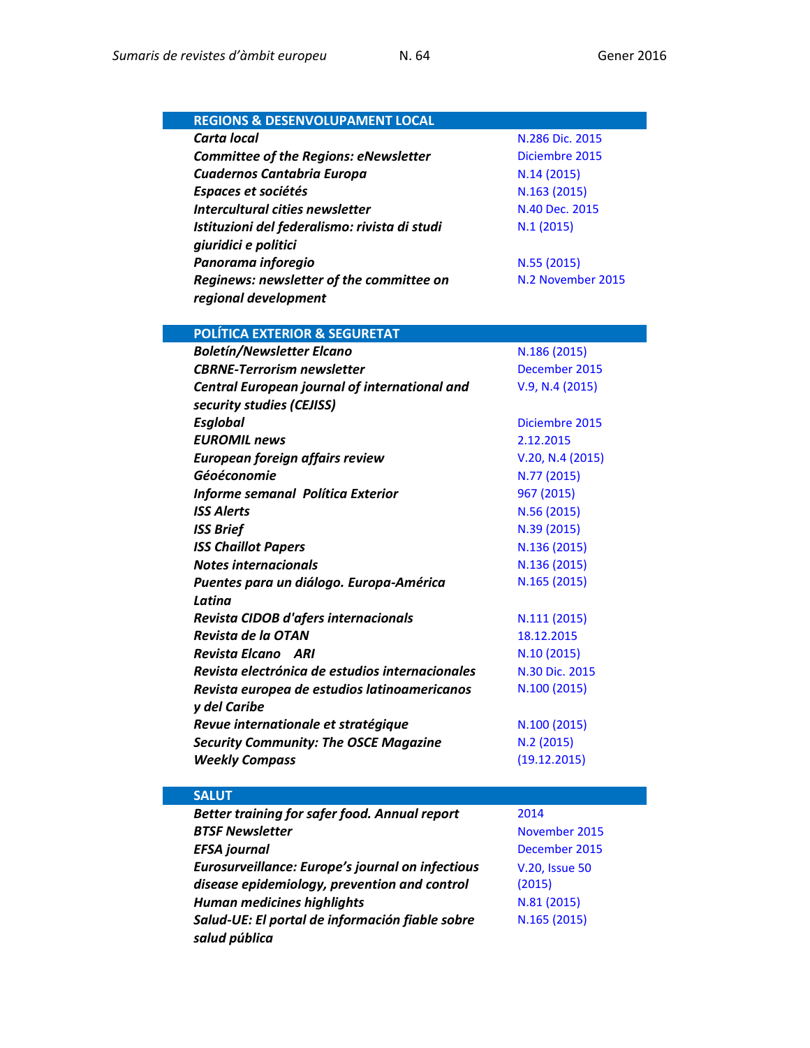| REGIONS & DESENVOLUPAMENT LOCAL | |
|---|---|
| ***Carta local*** | N.286 Dic. 2015 |
| ***Committee of the Regions: eNewsletter*** | Diciembre 2015 |
| ***Cuadernos Cantabria Europa*** | N.14 (2015) |
| ***Espaces et sociétés*** | N.163 (2015) |
| ***Intercultural cities newsletter*** | N.40 Dec. 2015 |
| ***Istituzioni del federalismo: rivista di studi giuridici e politici*** | N.1 (2015) |
| ***Panorama inforegio*** | N.55 (2015) |
| ***Reginews: newsletter of the committee on regional development*** | N.2 November 2015 |

| POLÍTICA EXTERIOR & SEGURETAT | |
|---|---|
| ***Boletín/Newsletter Elcano*** | N.186 (2015) |
| ***CBRNE-Terrorism newsletter*** | December 2015 |
| ***Central European journal of international and security studies (CEJISS)*** | V.9, N.4 (2015) |
| ***Esglobal*** | Diciembre 2015 |
| ***EUROMIL news*** | 2.12.2015 |
| ***European foreign affairs review*** | V.20, N.4 (2015) |
| ***Géoéconomie*** | N.77 (2015) |
| ***Informe semanal Política Exterior*** | 967 (2015) |
| ***ISS Alerts*** | N.56 (2015) |
| ***ISS Brief*** | N.39 (2015) |
| ***ISS Chaillot Papers*** | N.136 (2015) |
| ***Notes internacionals*** | N.136 (2015) |
| ***Puentes para un diálogo. Europa-América Latina*** | N.165 (2015) |
| ***Revista CIDOB d'afers internacionals*** | N.111 (2015) |
| ***Revista de la OTAN*** | 18.12.2015 |
| ***Revista Elcano ARI*** | N.10 (2015) |
| ***Revista electrónica de estudios internacionales*** | N.30 Dic. 2015 |
| ***Revista europea de estudios latinoamericanos y del Caribe*** | N.100 (2015) |
| ***Revue internationale et stratégique*** | N.100 (2015) |
| ***Security Community: The OSCE Magazine*** | N.2 (2015) |
| ***Weekly Compass*** | (19.12.2015) |

| SALUT | |
|---|---|
| ***Better training for safer food. Annual report*** | 2014 |
| ***BTSF Newsletter*** | November 2015 |
| ***EFSA journal*** | December 2015 |
| ***Eurosurveillance: Europe's journal on infectious disease epidemiology, prevention and control*** | V.20, Issue 50 (2015) |
| ***Human medicines highlights*** | N.81 (2015) |
| ***Salud-UE: El portal de información fiable sobre salud pública*** | N.165 (2015) |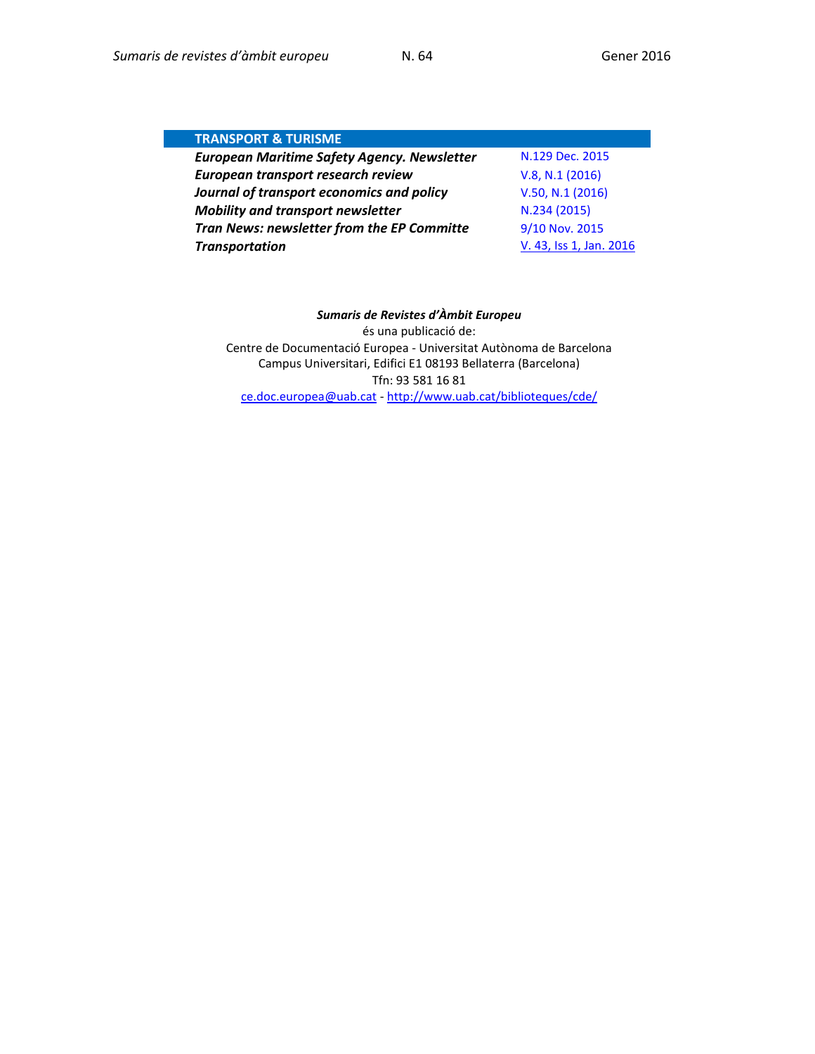| TRANSPORT & TURISME | |
|---|---|
| ***European Maritime Safety Agency. Newsletter*** | N.129 Dec. 2015 |
| ***European transport research review*** | V.8, N.1 (2016) |
| ***Journal of transport economics and policy*** | V.50, N.1 (2016) |
| ***Mobility and transport newsletter*** | N.234 (2015) |
| ***Tran News: newsletter from the EP Committe*** | 9/10 Nov. 2015 |
| ***Transportation*** | V. 43, Iss 1, Jan. 2016 |

***Sumaris de Revistes d'Àmbit Europeu***
és una publicació de:
Centre de Documentació Europea - Universitat Autònoma de Barcelona
Campus Universitari, Edifici E1 08193 Bellaterra (Barcelona)
Tfn: 93 581 16 81
ce.doc.europea@uab.cat - http://www.uab.cat/biblioteques/cde/